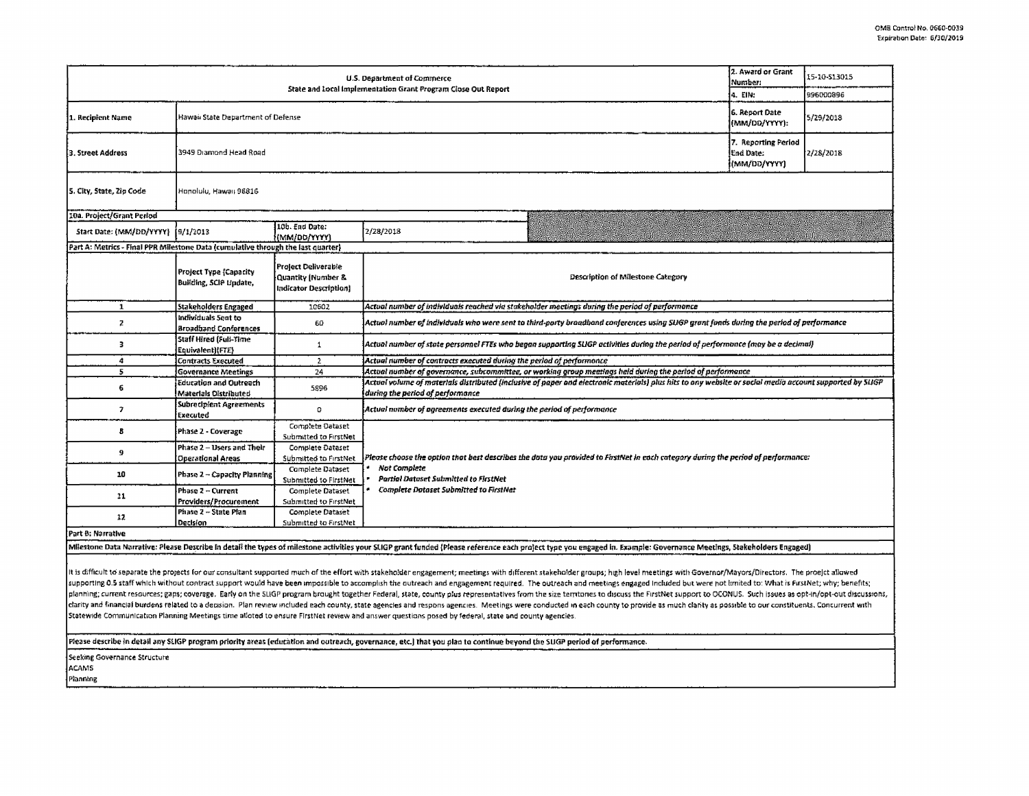OMB Control No. 0660-0039
Expiration Date: 6/30/2019

| U.S. Department of Commerce<br>State and Local Implementation Grant Program Close Out Report | | | | 2. Award or Grant Number: | 15-10-S13015 |
|---|---|---|---|---|---|
| | | | | 4. EIN: | 996000896 |
| 1. Recipient Name | Hawaii State Department of Defense | | | 6. Report Date (MM/DD/YYYY): | 5/29/2018 |
| 3. Street Address | 3949 Diamond Head Road | | | 7. Reporting Period End Date: (MM/DD/YYYY) | 2/28/2018 |
| 5. City, State, Zip Code | Honolulu, Hawaii 96816 | | | | |
| 10a. Project/Grant Period | | | | | |
| Start Date: (MM/DD/YYYY) | 9/1/2013 | 10b. End Date: (MM/DD/YYYY) | 2/28/2018 | | |

**Part A: Metrics - Final PPR Milestone Data (cumulative through the last quarter)**

| | Project Type (Capacity Building, SCIP Update, | Project Deliverable Quantity (Number & Indicator Description) | Description of Milestone Category |
|---|---|---|---|
| 1 | Stakeholders Engaged | 10602 | *Actual number of individuals reached via stakeholder meetings during the period of performance* |
| 2 | Individuals Sent to Broadband Conferences | 60 | *Actual number of individuals who were sent to third-party broadband conferences using SLIGP grant funds during the period of performance* |
| 3 | Staff Hired (Full-Time Equivalent)(FTE) | 1 | *Actual number of state personnel FTEs who began supporting SLIGP activities during the period of performance (may be a decimal)* |
| 4 | Contracts Executed | 2 | *Actual number of contracts executed during the period of performance* |
| 5 | Governance Meetings | 24 | *Actual number of governance, subcommittee, or working group meetings held during the period of performance* |
| 6 | Education and Outreach Materials Distributed | 5896 | *Actual volume of materials distributed (inclusive of paper and electronic materials) plus hits to any website or social media account supported by SLIGP during the period of performance* |
| 7 | Subrecipient Agreements Executed | 0 | *Actual number of agreements executed during the period of performance* |
| 8 | Phase 2 - Coverage | Complete Dataset Submitted to FirstNet | *Please choose the option that best describes the data you provided to FirstNet in each category during the period of performance:*<br>• *Not Complete*<br>• *Partial Dataset Submitted to FirstNet*<br>• *Complete Dataset Submitted to FirstNet* |
| 9 | Phase 2 – Users and Their Operational Areas | Complete Dataset Submitted to FirstNet | |
| 10 | Phase 2 – Capacity Planning | Complete Dataset Submitted to FirstNet | |
| 11 | Phase 2 – Current Providers/Procurement | Complete Dataset Submitted to FirstNet | |
| 12 | Phase 2 – State Plan Decision | Complete Dataset Submitted to FirstNet | |

**Part B: Narrative**

**Milestone Data Narrative: Please Describe in detail the types of milestone activities your SLIGP grant funded (Please reference each project type you engaged in. Example: Governance Meetings, Stakeholders Engaged)**

It is difficult to separate the projects for our consultant supported much of the effort with stakeholder engagement; meetings with different stakeholder groups; high level meetings with Governor/Mayors/Directors. The proejct allowed supporting 0.5 staff which without contract support would have been impossible to accomplish the outreach and engagement required. The outreach and meetings engaged included but were not limited to: What is FirstNet; why; benefits; planning; current resources; gaps; coverage. Early on the SLIGP program brought together Federal, state, county plus representatives from the size territories to discuss the FirstNet support to OCONUS. Such issues as opt-in/opt-out discussions, clarity and financial burdens related to a decision. Plan review included each county, state agencies and respons agencies. Meetings were conducted in each county to provide as much clarity as possible to our constituents. Concurrent with Statewide Communication Planning Meetings time alloted to ensure FirstNet review and answer questions posed by federal, state and county agencies.

**Please describe in detail any SLIGP program priority areas (education and outreach, governance, etc.) that you plan to continue beyond the SLIGP period of performance.**

Seeking Governance Structure
ACAMS
Planning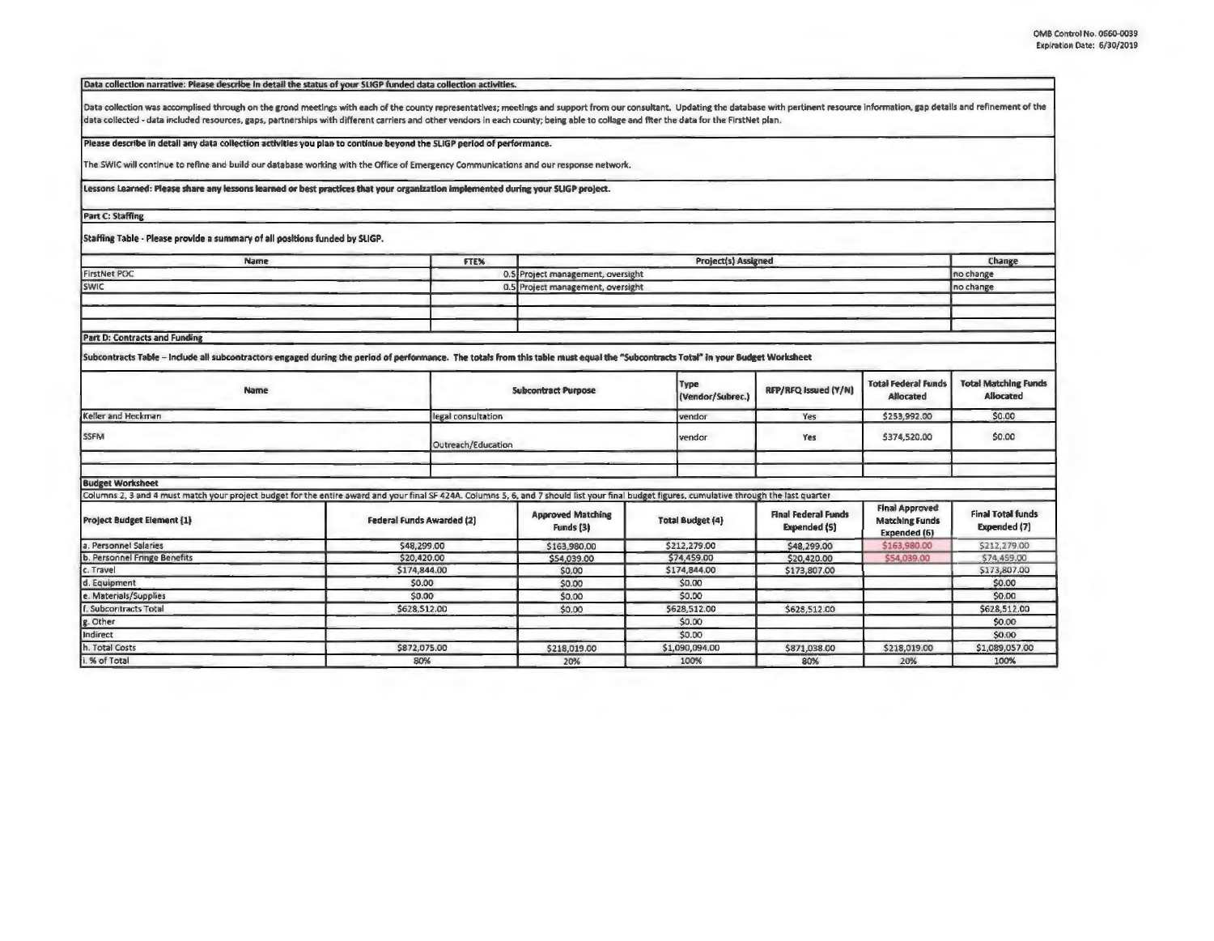**Data collection narrative: Please describe in detail the status of your SLIGP funded data collection activities.**

Data collection was accomplised through on the grond meetings with each of the county representatives; meetings and support from our consultant. Updating the database with pertinent resource information, gap details and refinement of the data collected - data included resources, gaps, partnerships with different carriers and other vendors in each county; being able to collage and flter the data for the FirstNet plan.

**Please describe in detail any data collection activities you plan to continue beyond the SLIGP period of performance.**

The SWIC will continue to refine and build our database working with the Office of Emergency Communications and our response network.

**Lessons Learned: Please share any lessons learned or best practices that your organization implemented during your SLIGP project.**

**Part C: Staffing**

**Staffing Table - Please provide a summary of all positions funded by SLIGP.**

| Name | FTE% | Project(s) Assigned | Change |
|---|---|---|---|
| FirstNet POC | 0.5 | Project management, oversight | no change |
| SWIC | 0.5 | Project management, oversight | no change |
| | | | |
| | | | |
| | | | |

**Part D: Contracts and Funding**

**Subcontracts Table – Include all subcontractors engaged during the period of performance. The totals from this table must equal the "Subcontracts Total" in your Budget Worksheet**

| Name | Subcontract Purpose | Type (Vendor/Subrec.) | RFP/RFQ Issued (Y/N) | Total Federal Funds Allocated | Total Matching Funds Allocated |
|---|---|---|---|---|---|
| Keller and Heckman | legal consultation | vendor | Yes | $253,992.00 | $0.00 |
| SSFM | Outreach/Education | vendor | Yes | $374,520.00 | $0.00 |
| | | | | | |
| | | | | | |

**Budget Worksheet**

Columns 2, 3 and 4 must match your project budget for the entire award and your final SF 424A. Columns 5, 6, and 7 should list your final budget figures, cumulative through the last quarter

| Project Budget Element (1) | Federal Funds Awarded (2) | Approved Matching Funds (3) | Total Budget (4) | Final Federal Funds Expended (5) | Final Approved Matching Funds Expended (6) | Final Total funds Expended (7) |
|---|---|---|---|---|---|---|
| a. Personnel Salaries | $48,299.00 | $163,980.00 | $212,279.00 | $48,299.00 | $163,980.00 | $212,279.00 |
| b. Personnel Fringe Benefits | $20,420.00 | $54,039.00 | $74,459.00 | $20,420.00 | $54,039.00 | $74,459.00 |
| c. Travel | $174,844.00 | $0.00 | $174,844.00 | $173,807.00 | | $173,807.00 |
| d. Equipment | $0.00 | $0.00 | $0.00 | | | $0.00 |
| e. Materials/Supplies | $0.00 | $0.00 | $0.00 | | | $0.00 |
| f. Subcontracts Total | $628,512.00 | $0.00 | $628,512.00 | $628,512.00 | | $628,512.00 |
| g. Other | | | $0.00 | | | $0.00 |
| Indirect | | | $0.00 | | | $0.00 |
| h. Total Costs | $872,075.00 | $218,019.00 | $1,090,094.00 | $871,038.00 | $218,019.00 | $1,089,057.00 |
| i. % of Total | 80% | 20% | 100% | 80% | 20% | 100% |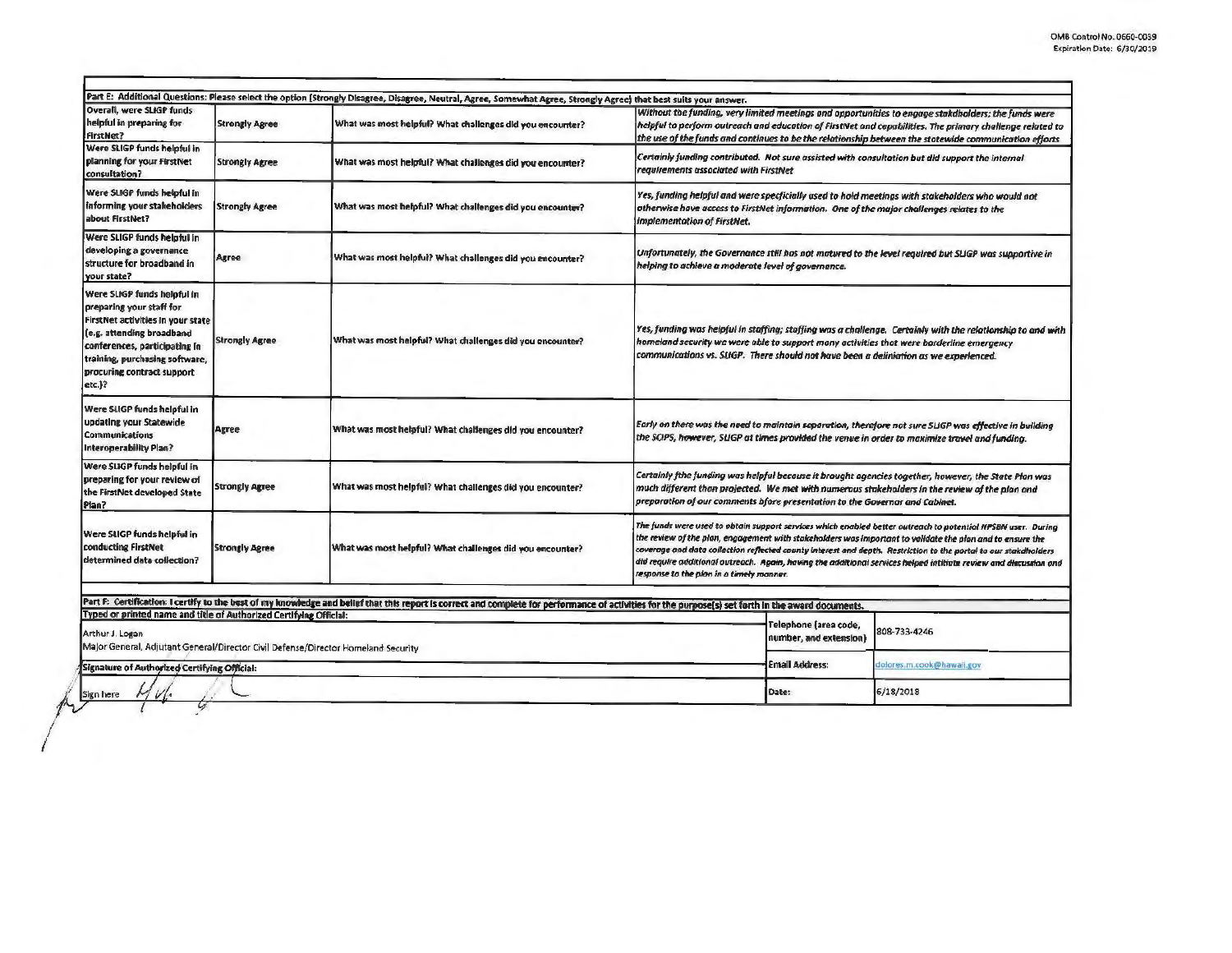OMB Control No. 0660-0039
Expiration Date: 6/30/2019

**Part E: Additional Questions: Please select the option (Strongly Disagree, Disagree, Neutral, Agree, Somewhat Agree, Strongly Agree) that best suits your answer.**

| | | | |
|---|---|---|---|
| Overall, were SLIGP funds helpful in preparing for FirstNet? | Strongly Agree | What was most helpful? What challenges did you encounter? | *Without the funding, very limited meetings and opportunities to engage stakeholders; the funds were helpful to perform outreach and education of FirstNet and capabilities. The primary challenge related to the use of the funds and continues to be the relationship between the statewide communication efforts* |
| Were SLIGP funds helpful in planning for your FirstNet consultation? | Strongly Agree | What was most helpful? What challenges did you encounter? | *Certainly funding contributed. Not sure assisted with consultation but did support the internal requirements associated with FirstNet* |
| Were SLIGP funds helpful in informing your stakeholders about FirstNet? | Strongly Agree | What was most helpful? What challenges did you encounter? | *Yes, funding helpful and were specficially used to hold meetings with stakeholders who would not otherwise have access to FirstNet information. One of the major challenges relates to the implementation of FirstNet.* |
| Were SLIGP funds helpful in developing a governance structure for broadband in your state? | Agree | What was most helpful? What challenges did you encounter? | *Unfortunately, the Governance still has not matured to the level required but SLIGP was supportive in helping to achieve a moderate level of governance.* |
| Were SLIGP funds helpful in preparing your staff for FirstNet activities in your state (e.g. attending broadband conferences, participating in training, purchasing software, procuring contract support etc.)? | Strongly Agree | What was most helpful? What challenges did you encounter? | *Yes, funding was helpful in staffing; staffing was a challenge. Certainly with the relationship to and with homeland security we were able to support many activities that were borderline emergency communications vs. SLIGP. There should not have been a delniation as we experienced.* |
| Were SLIGP funds helpful in updating your Statewide Communications Interoperability Plan? | Agree | What was most helpful? What challenges did you encounter? | *Early on there was the need to maintain separation, therefore not sure SLIGP was effective in building the SCIPS, however, SLIGP at times provided the venue in order to maximize travel and funding.* |
| Were SLIGP funds helpful in preparing for your review of the FirstNet developed State Plan? | Strongly Agree | What was most helpful? What challenges did you encounter? | *Certainly fthe funding was helpful because it brought agencies together, however, the State Plan was much different than projected. We met with numerous stakeholders in the review of the plan and preparation of our comments bfore presentation to the Governor and Cabinet.* |
| Were SLIGP funds helpful in conducting FirstNet determined data collection? | Strongly Agree | What was most helpful? What challenges did you encounter? | *The funds were used to obtain support services which enabled better outreach to potentiol NPSBN user. During the review of the plan, engagement with stakeholders was important to validate the plan and to ensure the coverage and data collection reflected county interest and depth. Restriction to the portal to our stakdholders did require additional outreach. Again, having the additional services helped intitiate review and discussion and response to the plan in a timely manner.* |

**Part F: Certification: I certify to the best of my knowledge and belief that this report is correct and complete for performance of activities for the purpose(s) set forth in the award documents.**

| | | |
|---|---|---|
| **Typed or printed name and title of Authorized Certifying Official:** Arthur J. Logan, Major General, Adjutant General/Director Civil Defense/Director Homeland Security | Telephone (area code, number, and extension) | 808-733-4246 |
| **Signature of Authorized Certifying Official:** | Email Address: | dolores.m.cook@hawaii.gov |
| Sign here | Date: | 6/18/2018 |